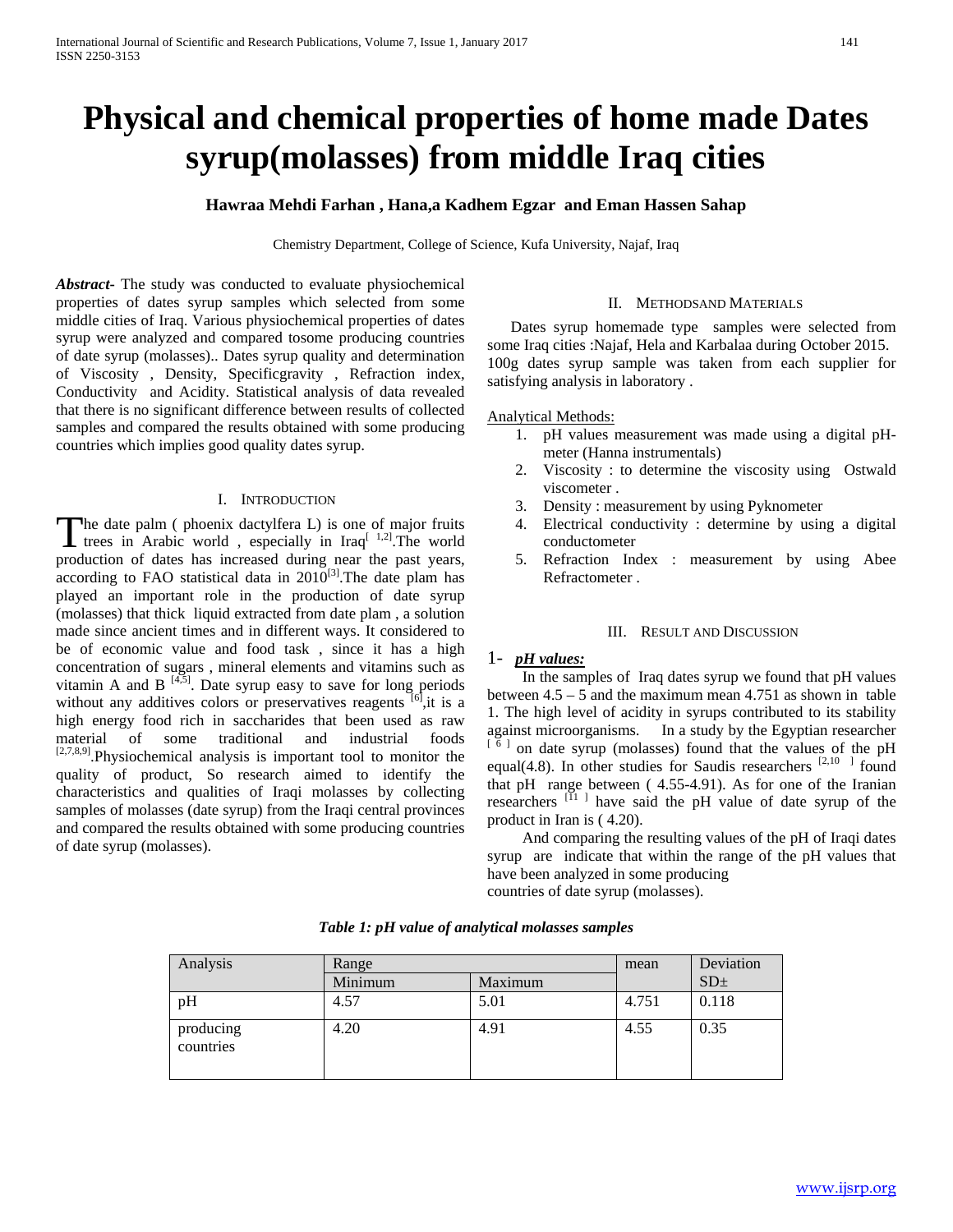# Physical and chemical properties of home made Dates syrup(molasses) from middle Iraq cities

**Hawraa Mehdi Farhan , Hana,a Kadhem Egzar and Eman Hassen Sahap**

Chemistry Department, College of Science, Kufa University, Najaf, Iraq

***Abstract*-** The study was conducted to evaluate physiochemical properties of dates syrup samples which selected from some middle cities of Iraq. Various physiochemical properties of dates syrup were analyzed and compared tosome producing countries of date syrup (molasses).. Dates syrup quality and determination of Viscosity , Density, Specificgravity , Refraction index, Conductivity and Acidity. Statistical analysis of data revealed that there is no significant difference between results of collected samples and compared the results obtained with some producing countries which implies good quality dates syrup.

## I. Introduction

The date palm ( phoenix dactylfera L) is one of major fruits trees in Arabic world , especially in Iraq[1,2].The world production of dates has increased during near the past years, according to FAO statistical data in 2010[3].The date plam has played an important role in the production of date syrup (molasses) that thick liquid extracted from date plam , a solution made since ancient times and in different ways. It considered to be of economic value and food task , since it has a high concentration of sugars , mineral elements and vitamins such as vitamin A and B [4,5]. Date syrup easy to save for long periods without any additives colors or preservatives reagents [6],it is a high energy food rich in saccharides that been used as raw material of some traditional and industrial foods [2,7,8,9].Physiochemical analysis is important tool to monitor the quality of product, So research aimed to identify the characteristics and qualities of Iraqi molasses by collecting samples of molasses (date syrup) from the Iraqi central provinces and compared the results obtained with some producing countries of date syrup (molasses).

## II. Methodsand Materials

Dates syrup homemade type samples were selected from some Iraq cities :Najaf, Hela and Karbalaa during October 2015. 100g dates syrup sample was taken from each supplier for satisfying analysis in laboratory .

Analytical Methods:

1. pH values measurement was made using a digital pH-meter (Hanna instrumentals)
2. Viscosity : to determine the viscosity using Ostwald viscometer .
3. Density : measurement by using Pyknometer
4. Electrical conductivity : determine by using a digital conductometer
5. Refraction Index : measurement by using Abee Refractometer .

## III. Result and Discussion

### 1- ***pH values:***

In the samples of Iraq dates syrup we found that pH values between 4.5 – 5 and the maximum mean 4.751 as shown in table 1. The high level of acidity in syrups contributed to its stability against microorganisms. In a study by the Egyptian researcher [6] on date syrup (molasses) found that the values of the pH equal(4.8). In other studies for Saudis researchers [2,10] found that pH range between ( 4.55-4.91). As for one of the Iranian researchers [11] have said the pH value of date syrup of the product in Iran is ( 4.20).

And comparing the resulting values of the pH of Iraqi dates syrup are indicate that within the range of the pH values that have been analyzed in some producing countries of date syrup (molasses).

***Table 1: pH value of analytical molasses samples***

| Analysis | Range | | mean | Deviation SD± |
|---|---|---|---|---|
| | Minimum | Maximum | | |
| pH | 4.57 | 5.01 | 4.751 | 0.118 |
| producing countries | 4.20 | 4.91 | 4.55 | 0.35 |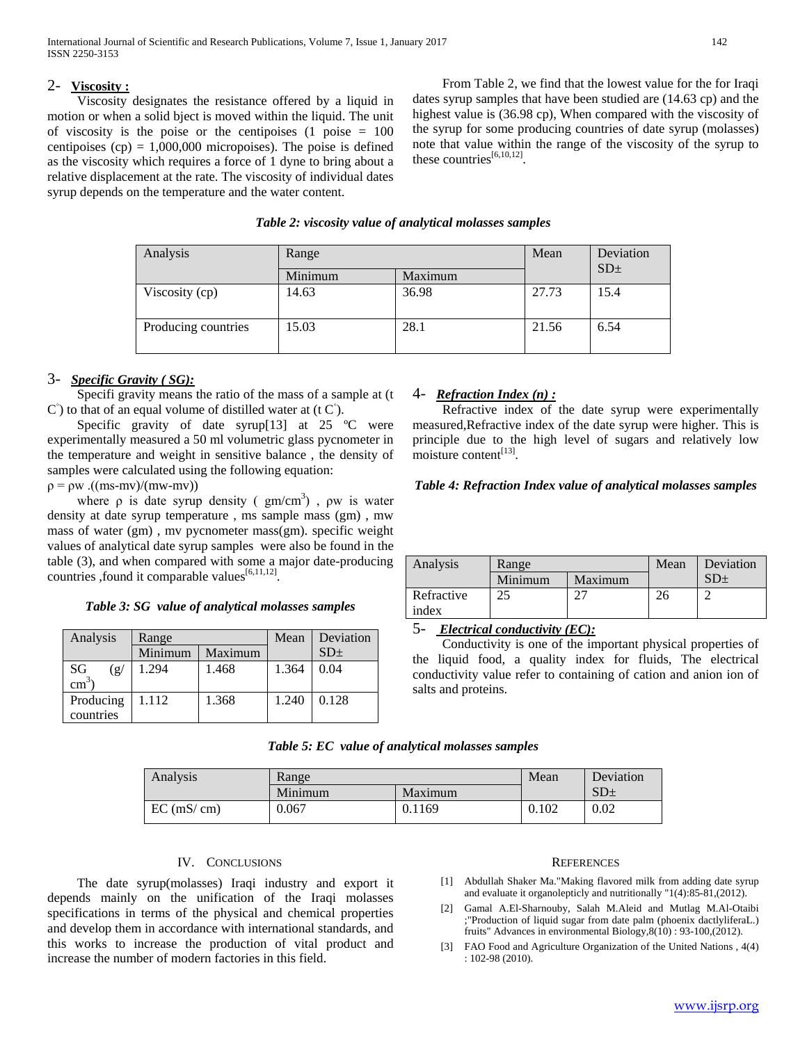## 2- **Viscosity :**

Viscosity designates the resistance offered by a liquid in motion or when a solid bject is moved within the liquid. The unit of viscosity is the poise or the centipoises (1 poise = 100 centipoises (cp) = 1,000,000 micropoises). The poise is defined as the viscosity which requires a force of 1 dyne to bring about a relative displacement at the rate. The viscosity of individual dates syrup depends on the temperature and the water content.

From Table 2, we find that the lowest value for the for Iraqi dates syrup samples that have been studied are (14.63 cp) and the highest value is (36.98 cp), When compared with the viscosity of the syrup for some producing countries of date syrup (molasses) note that value within the range of the viscosity of the syrup to these countries[6,10,12].

***Table 2: viscosity value of analytical molasses samples***

| Analysis | Range | | Mean | Deviation SD± |
|---|---|---|---|---|
| | Minimum | Maximum | | |
| Viscosity (cp) | 14.63 | 36.98 | 27.73 | 15.4 |
| Producing countries | 15.03 | 28.1 | 21.56 | 6.54 |

## 3- ***Specific Gravity ( SG):***

Specifi gravity means the ratio of the mass of a sample at (t C°) to that of an equal volume of distilled water at (t C°).

Specific gravity of date syrup[13] at 25 ºC were experimentally measured a 50 ml volumetric glass pycnometer in the temperature and weight in sensitive balance , the density of samples were calculated using the following equation:

$\rho = \rho w \ .((ms\text{-}mv)/(mw\text{-}mv))$

where $\rho$ is date syrup density ( $gm/cm^3$) , $\rho w$ is water density at date syrup temperature , ms sample mass (gm) , mw mass of water (gm) , mv pycnometer mass(gm). specific weight values of analytical date syrup samples were also be found in the table (3), and when compared with some a major date-producing countries ,found it comparable values[6,11,12].

***Table 3: SG value of analytical molasses samples***

| Analysis | Range | | Mean | Deviation SD± |
|---|---|---|---|---|
| | Minimum | Maximum | | |
| SG ($g/cm^3$) | 1.294 | 1.468 | 1.364 | 0.04 |
| Producing countries | 1.112 | 1.368 | 1.240 | 0.128 |

## 4- ***Refraction Index (n) :***

Refractive index of the date syrup were experimentally measured,Refractive index of the date syrup were higher. This is principle due to the high level of sugars and relatively low moisture content[13].

***Table 4: Refraction Index value of analytical molasses samples***

| Analysis | Range | | Mean | Deviation SD± |
|---|---|---|---|---|
| | Minimum | Maximum | | |
| Refractive index | 25 | 27 | 26 | 2 |

## 5- ***Electrical conductivity (EC):***

Conductivity is one of the important physical properties of the liquid food, a quality index for fluids, The electrical conductivity value refer to containing of cation and anion ion of salts and proteins.

***Table 5: EC value of analytical molasses samples***

| Analysis | Range | | Mean | Deviation SD± |
|---|---|---|---|---|
| | Minimum | Maximum | | |
| EC (mS/ cm) | 0.067 | 0.1169 | 0.102 | 0.02 |

# IV. Conclusions

The date syrup(molasses) Iraqi industry and export it depends mainly on the unification of the Iraqi molasses specifications in terms of the physical and chemical properties and develop them in accordance with international standards, and this works to increase the production of vital product and increase the number of modern factories in this field.

# References

[1] Abdullah Shaker Ma."Making flavored milk from adding date syrup and evaluate it organoleptically and nutritionally "1(4):85-81,(2012).

[2] Gamal A.El-Sharnouby, Salah M.Aleid and Mutlag M.Al-Otaibi ;"Production of liquid sugar from date palm (phoenix dactlyliferaL.) fruits" Advances in environmental Biology,8(10) : 93-100,(2012).

[3] FAO Food and Agriculture Organization of the United Nations , 4(4) : 102-98 (2010).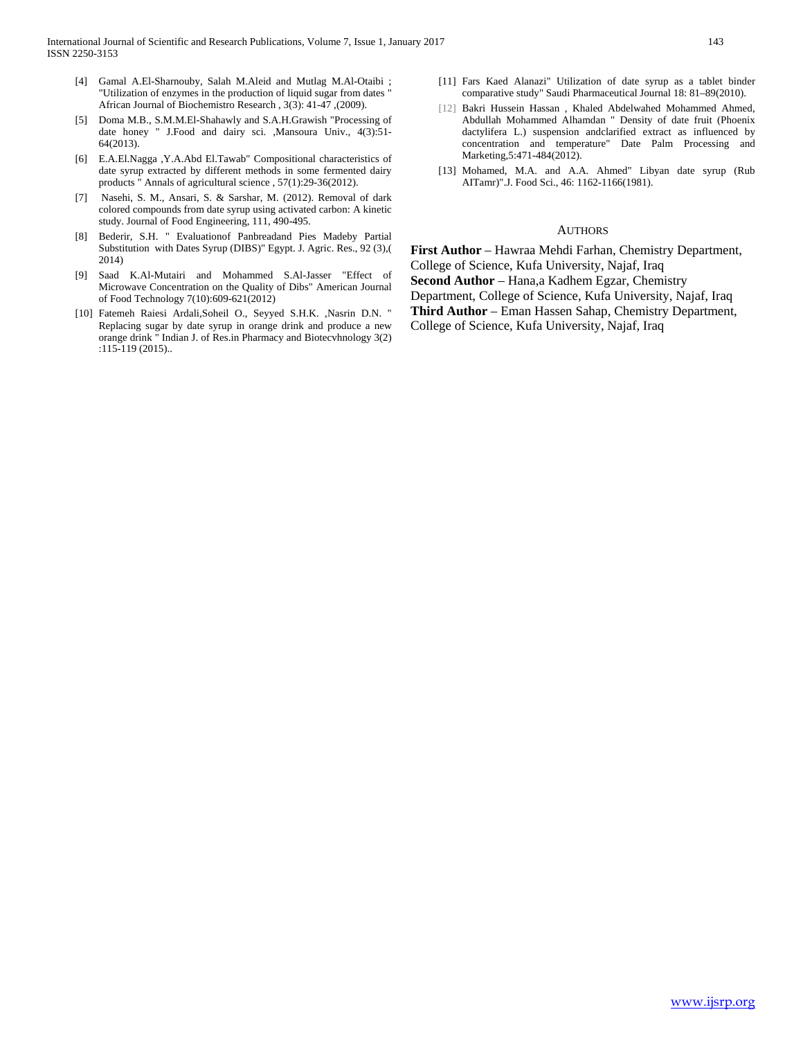[4] Gamal A.El-Sharnouby, Salah M.Aleid and Mutlag M.Al-Otaibi ; "Utilization of enzymes in the production of liquid sugar from dates " African Journal of Biochemistro Research , 3(3): 41-47 ,(2009).

[5] Doma M.B., S.M.M.El-Shahawly and S.A.H.Grawish "Processing of date honey " J.Food and dairy sci. ,Mansoura Univ., 4(3):51-64(2013).

[6] E.A.El.Nagga ,Y.A.Abd El.Tawab" Compositional characteristics of date syrup extracted by different methods in some fermented dairy products " Annals of agricultural science , 57(1):29-36(2012).

[7] Nasehi, S. M., Ansari, S. & Sarshar, M. (2012). Removal of dark colored compounds from date syrup using activated carbon: A kinetic study. Journal of Food Engineering, 111, 490-495.

[8] Bederir, S.H. " Evaluationof Panbreadand Pies Madeby Partial Substitution with Dates Syrup (DIBS)" Egypt. J. Agric. Res., 92 (3),( 2014)

[9] Saad K.Al-Mutairi and Mohammed S.Al-Jasser "Effect of Microwave Concentration on the Quality of Dibs" American Journal of Food Technology 7(10):609-621(2012)

[10] Fatemeh Raiesi Ardali,Soheil O., Seyyed S.H.K. ,Nasrin D.N. " Replacing sugar by date syrup in orange drink and produce a new orange drink " Indian J. of Res.in Pharmacy and Biotecvhnology 3(2) :115-119 (2015)..

[11] Fars Kaed Alanazi" Utilization of date syrup as a tablet binder comparative study" Saudi Pharmaceutical Journal 18: 81–89(2010).

[12] Bakri Hussein Hassan , Khaled Abdelwahed Mohammed Ahmed, Abdullah Mohammed Alhamdan " Density of date fruit (Phoenix dactylifera L.) suspension andclarified extract as influenced by concentration and temperature" Date Palm Processing and Marketing,5:471-484(2012).

[13] Mohamed, M.A. and A.A. Ahmed" Libyan date syrup (Rub AITamr)".J. Food Sci., 46: 1162-1166(1981).

## Authors

**First Author** – Hawraa Mehdi Farhan, Chemistry Department, College of Science, Kufa University, Najaf, Iraq

**Second Author** – Hana,a Kadhem Egzar, Chemistry Department, College of Science, Kufa University, Najaf, Iraq

**Third Author** – Eman Hassen Sahap, Chemistry Department, College of Science, Kufa University, Najaf, Iraq